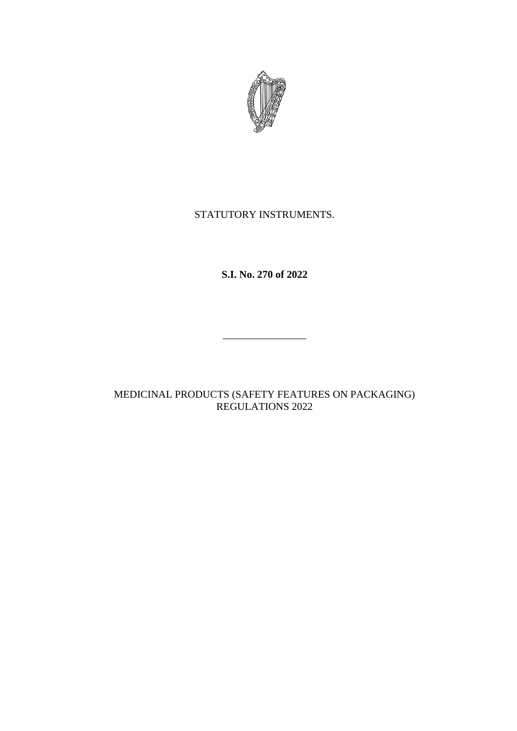STATUTORY INSTRUMENTS.

**S.I. No. 270 of 2022**

---

MEDICINAL PRODUCTS (SAFETY FEATURES ON PACKAGING) REGULATIONS 2022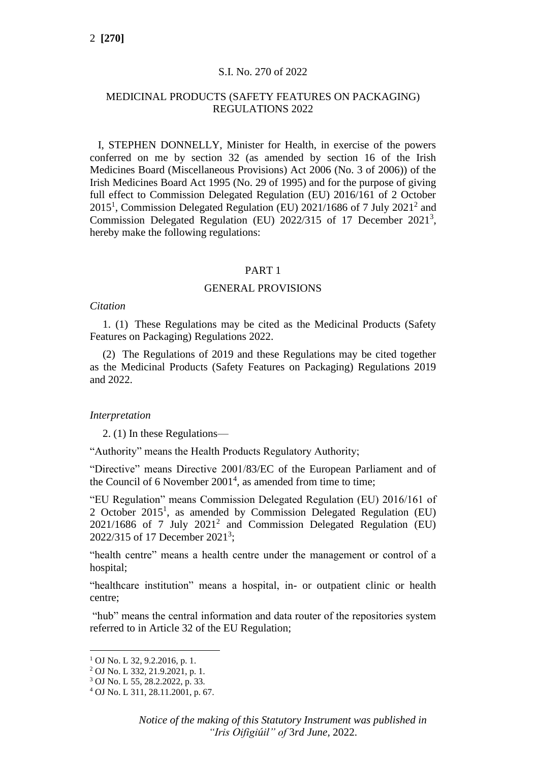S.I. No. 270 of 2022

MEDICINAL PRODUCTS (SAFETY FEATURES ON PACKAGING) REGULATIONS 2022

I, STEPHEN DONNELLY, Minister for Health, in exercise of the powers conferred on me by section 32 (as amended by section 16 of the Irish Medicines Board (Miscellaneous Provisions) Act 2006 (No. 3 of 2006)) of the Irish Medicines Board Act 1995 (No. 29 of 1995) and for the purpose of giving full effect to Commission Delegated Regulation (EU) 2016/161 of 2 October 2015[1], Commission Delegated Regulation (EU) 2021/1686 of 7 July 2021[2] and Commission Delegated Regulation (EU) 2022/315 of 17 December 2021[3], hereby make the following regulations:

PART 1

GENERAL PROVISIONS

*Citation*

1. (1) These Regulations may be cited as the Medicinal Products (Safety Features on Packaging) Regulations 2022.

(2) The Regulations of 2019 and these Regulations may be cited together as the Medicinal Products (Safety Features on Packaging) Regulations 2019 and 2022.

*Interpretation*

2. (1) In these Regulations—

"Authority" means the Health Products Regulatory Authority;

"Directive" means Directive 2001/83/EC of the European Parliament and of the Council of 6 November 2001[4], as amended from time to time;

"EU Regulation" means Commission Delegated Regulation (EU) 2016/161 of 2 October 2015[1], as amended by Commission Delegated Regulation (EU) 2021/1686 of 7 July 2021[2] and Commission Delegated Regulation (EU) 2022/315 of 17 December 2021[3];

"health centre" means a health centre under the management or control of a hospital;

"healthcare institution" means a hospital, in- or outpatient clinic or health centre;

"hub" means the central information and data router of the repositories system referred to in Article 32 of the EU Regulation;

---

[1] OJ No. L 32, 9.2.2016, p. 1.

[2] OJ No. L 332, 21.9.2021, p. 1.

[3] OJ No. L 55, 28.2.2022, p. 33.

[4] OJ No. L 311, 28.11.2001, p. 67.

*Notice of the making of this Statutory Instrument was published in "Iris Oifigiúil" of 3rd June, 2022.*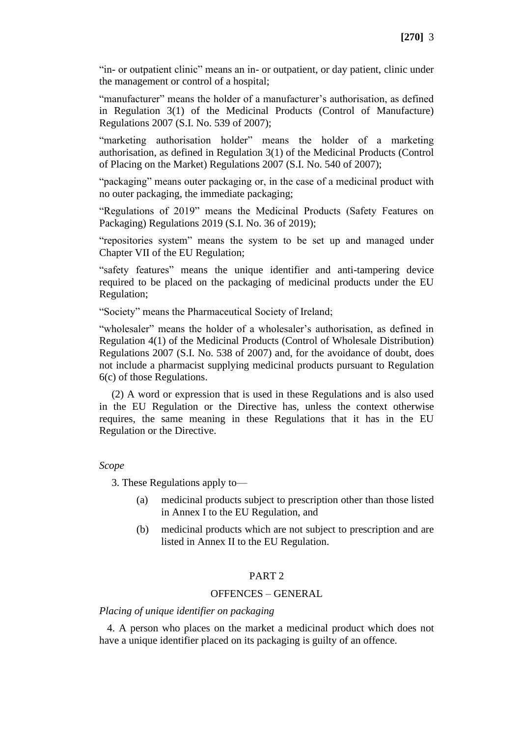"in- or outpatient clinic" means an in- or outpatient, or day patient, clinic under the management or control of a hospital;

"manufacturer" means the holder of a manufacturer's authorisation, as defined in Regulation 3(1) of the Medicinal Products (Control of Manufacture) Regulations 2007 (S.I. No. 539 of 2007);

"marketing authorisation holder" means the holder of a marketing authorisation, as defined in Regulation 3(1) of the Medicinal Products (Control of Placing on the Market) Regulations 2007 (S.I. No. 540 of 2007);

"packaging" means outer packaging or, in the case of a medicinal product with no outer packaging, the immediate packaging;

"Regulations of 2019" means the Medicinal Products (Safety Features on Packaging) Regulations 2019 (S.I. No. 36 of 2019);

"repositories system" means the system to be set up and managed under Chapter VII of the EU Regulation;

"safety features" means the unique identifier and anti-tampering device required to be placed on the packaging of medicinal products under the EU Regulation;

"Society" means the Pharmaceutical Society of Ireland;

"wholesaler" means the holder of a wholesaler's authorisation, as defined in Regulation 4(1) of the Medicinal Products (Control of Wholesale Distribution) Regulations 2007 (S.I. No. 538 of 2007) and, for the avoidance of doubt, does not include a pharmacist supplying medicinal products pursuant to Regulation 6(c) of those Regulations.

(2) A word or expression that is used in these Regulations and is also used in the EU Regulation or the Directive has, unless the context otherwise requires, the same meaning in these Regulations that it has in the EU Regulation or the Directive.

*Scope*

3. These Regulations apply to—

(a) medicinal products subject to prescription other than those listed in Annex I to the EU Regulation, and

(b) medicinal products which are not subject to prescription and are listed in Annex II to the EU Regulation.

## PART 2

## OFFENCES – GENERAL

*Placing of unique identifier on packaging*

4. A person who places on the market a medicinal product which does not have a unique identifier placed on its packaging is guilty of an offence.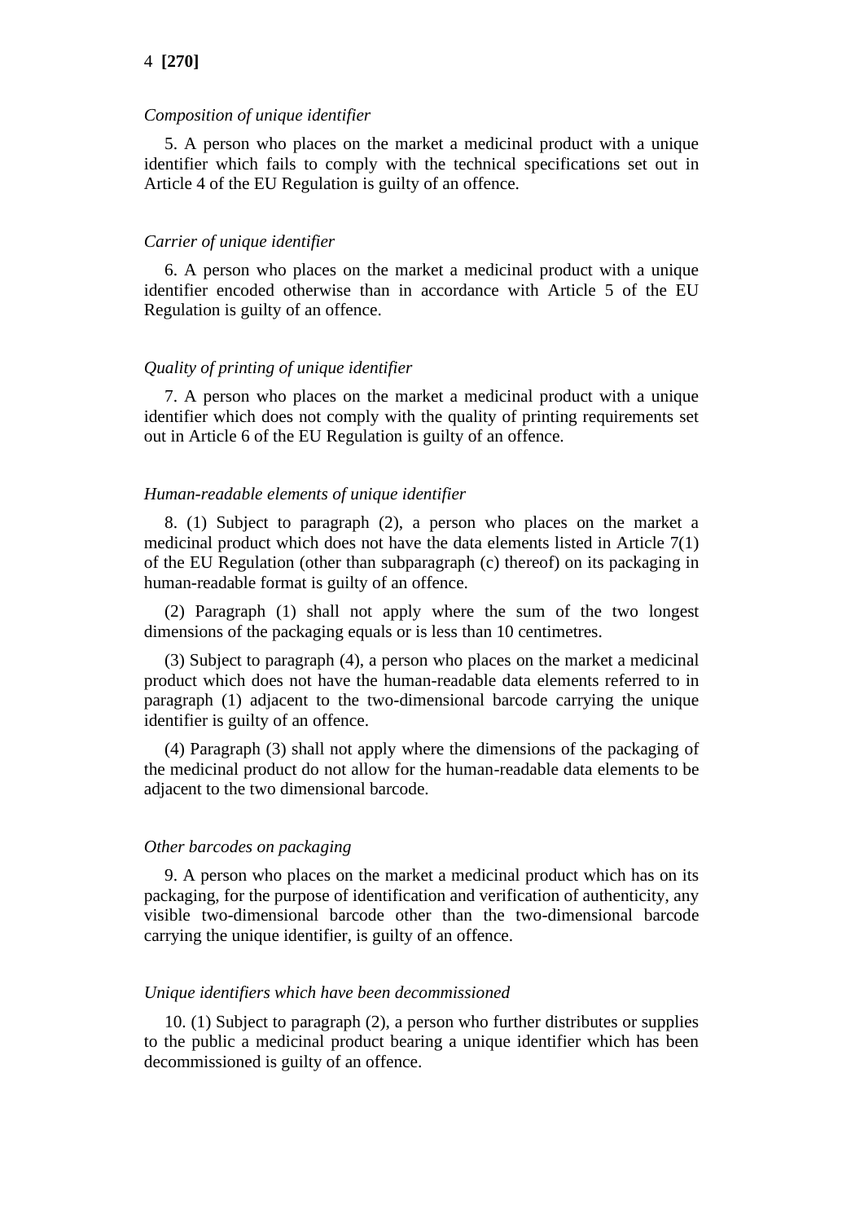*Composition of unique identifier*

5. A person who places on the market a medicinal product with a unique identifier which fails to comply with the technical specifications set out in Article 4 of the EU Regulation is guilty of an offence.

*Carrier of unique identifier*

6. A person who places on the market a medicinal product with a unique identifier encoded otherwise than in accordance with Article 5 of the EU Regulation is guilty of an offence.

*Quality of printing of unique identifier*

7. A person who places on the market a medicinal product with a unique identifier which does not comply with the quality of printing requirements set out in Article 6 of the EU Regulation is guilty of an offence.

*Human-readable elements of unique identifier*

8. (1) Subject to paragraph (2), a person who places on the market a medicinal product which does not have the data elements listed in Article 7(1) of the EU Regulation (other than subparagraph (c) thereof) on its packaging in human-readable format is guilty of an offence.

(2) Paragraph (1) shall not apply where the sum of the two longest dimensions of the packaging equals or is less than 10 centimetres.

(3) Subject to paragraph (4), a person who places on the market a medicinal product which does not have the human-readable data elements referred to in paragraph (1) adjacent to the two-dimensional barcode carrying the unique identifier is guilty of an offence.

(4) Paragraph (3) shall not apply where the dimensions of the packaging of the medicinal product do not allow for the human-readable data elements to be adjacent to the two dimensional barcode.

*Other barcodes on packaging*

9. A person who places on the market a medicinal product which has on its packaging, for the purpose of identification and verification of authenticity, any visible two-dimensional barcode other than the two-dimensional barcode carrying the unique identifier, is guilty of an offence.

*Unique identifiers which have been decommissioned*

10. (1) Subject to paragraph (2), a person who further distributes or supplies to the public a medicinal product bearing a unique identifier which has been decommissioned is guilty of an offence.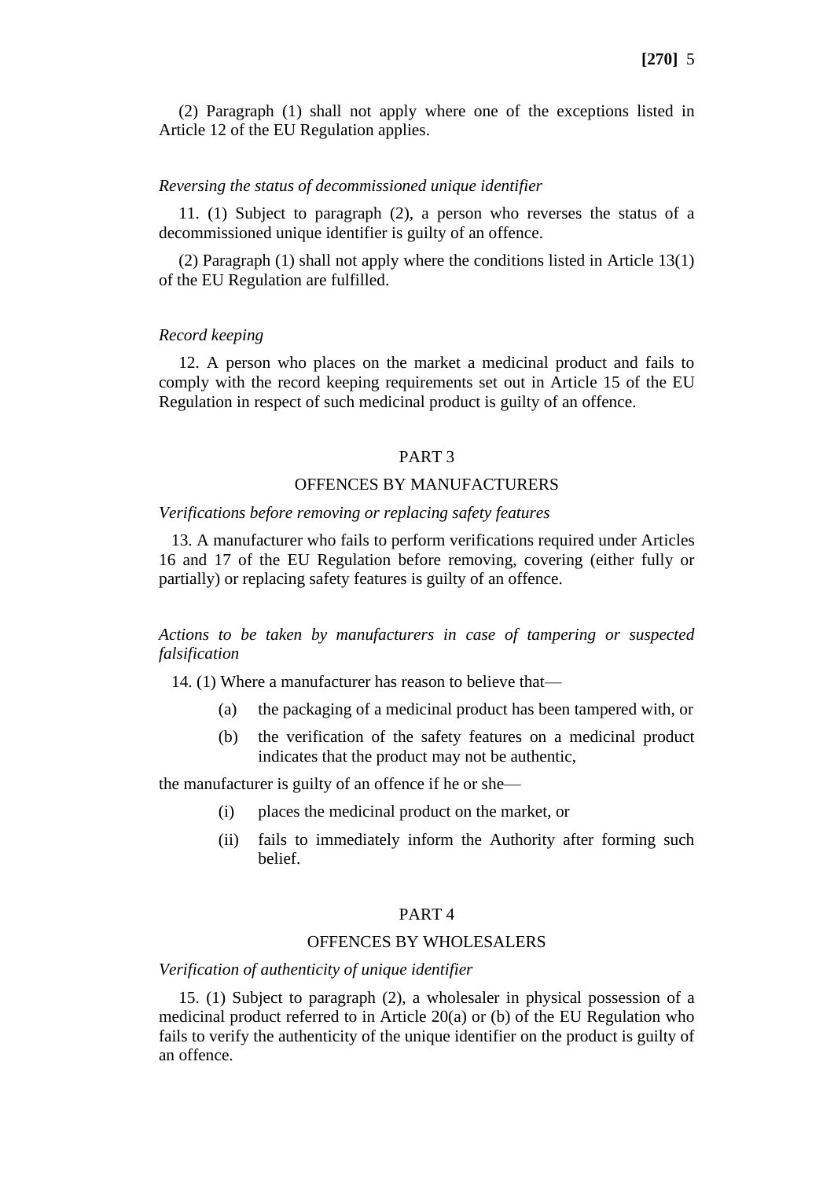(2) Paragraph (1) shall not apply where one of the exceptions listed in Article 12 of the EU Regulation applies.

*Reversing the status of decommissioned unique identifier*

11. (1) Subject to paragraph (2), a person who reverses the status of a decommissioned unique identifier is guilty of an offence.

(2) Paragraph (1) shall not apply where the conditions listed in Article 13(1) of the EU Regulation are fulfilled.

*Record keeping*

12. A person who places on the market a medicinal product and fails to comply with the record keeping requirements set out in Article 15 of the EU Regulation in respect of such medicinal product is guilty of an offence.

## PART 3

## OFFENCES BY MANUFACTURERS

*Verifications before removing or replacing safety features*

13. A manufacturer who fails to perform verifications required under Articles 16 and 17 of the EU Regulation before removing, covering (either fully or partially) or replacing safety features is guilty of an offence.

*Actions to be taken by manufacturers in case of tampering or suspected falsification*

14. (1) Where a manufacturer has reason to believe that—

- (a) the packaging of a medicinal product has been tampered with, or
- (b) the verification of the safety features on a medicinal product indicates that the product may not be authentic,

the manufacturer is guilty of an offence if he or she—

- (i) places the medicinal product on the market, or
- (ii) fails to immediately inform the Authority after forming such belief.

## PART 4

## OFFENCES BY WHOLESALERS

*Verification of authenticity of unique identifier*

15. (1) Subject to paragraph (2), a wholesaler in physical possession of a medicinal product referred to in Article 20(a) or (b) of the EU Regulation who fails to verify the authenticity of the unique identifier on the product is guilty of an offence.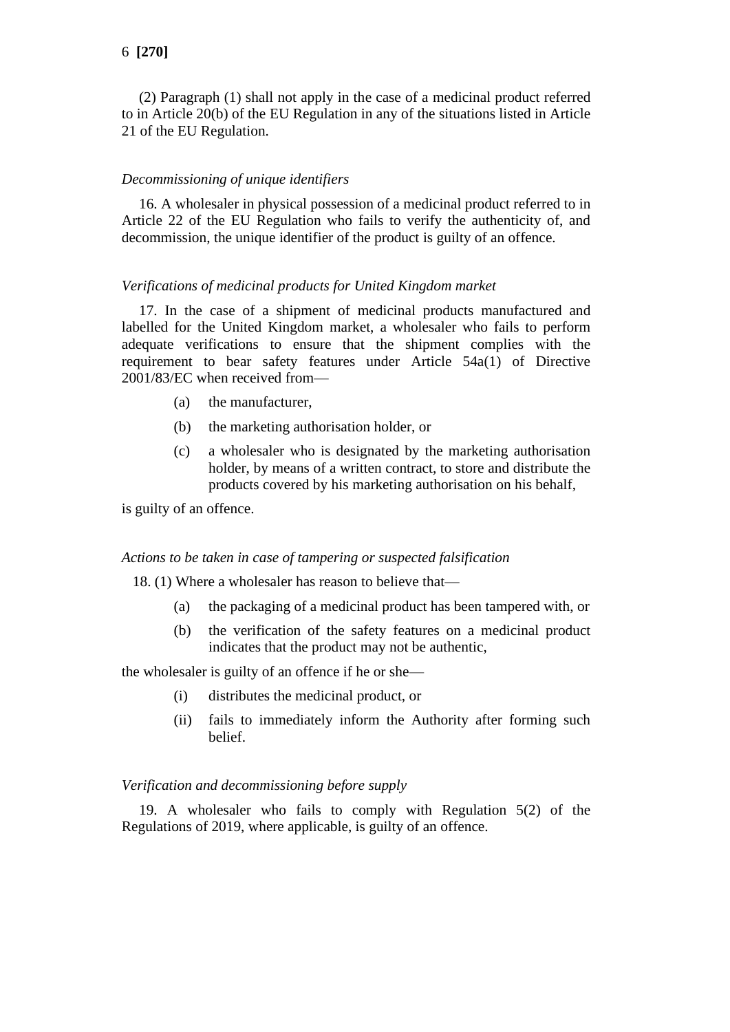(2) Paragraph (1) shall not apply in the case of a medicinal product referred to in Article 20(b) of the EU Regulation in any of the situations listed in Article 21 of the EU Regulation.

*Decommissioning of unique identifiers*

16. A wholesaler in physical possession of a medicinal product referred to in Article 22 of the EU Regulation who fails to verify the authenticity of, and decommission, the unique identifier of the product is guilty of an offence.

*Verifications of medicinal products for United Kingdom market*

17. In the case of a shipment of medicinal products manufactured and labelled for the United Kingdom market, a wholesaler who fails to perform adequate verifications to ensure that the shipment complies with the requirement to bear safety features under Article 54a(1) of Directive 2001/83/EC when received from—

(a) the manufacturer,

(b) the marketing authorisation holder, or

(c) a wholesaler who is designated by the marketing authorisation holder, by means of a written contract, to store and distribute the products covered by his marketing authorisation on his behalf,

is guilty of an offence.

*Actions to be taken in case of tampering or suspected falsification*

18. (1) Where a wholesaler has reason to believe that—

(a) the packaging of a medicinal product has been tampered with, or

(b) the verification of the safety features on a medicinal product indicates that the product may not be authentic,

the wholesaler is guilty of an offence if he or she—

(i) distributes the medicinal product, or

(ii) fails to immediately inform the Authority after forming such belief.

*Verification and decommissioning before supply*

19. A wholesaler who fails to comply with Regulation 5(2) of the Regulations of 2019, where applicable, is guilty of an offence.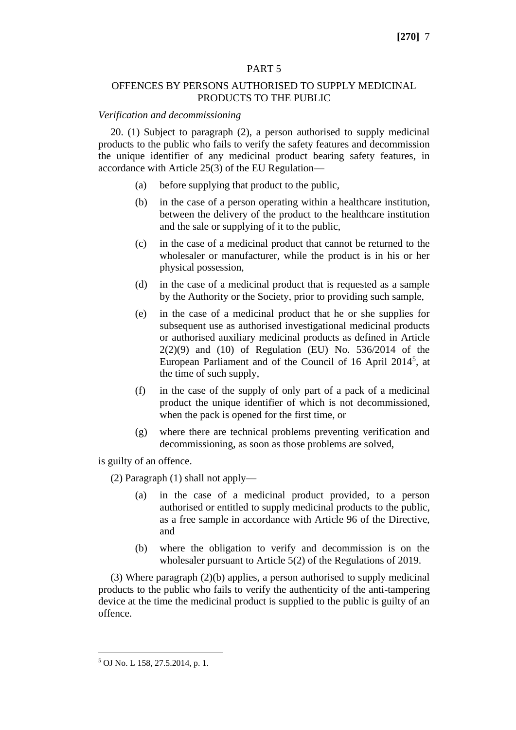PART 5

OFFENCES BY PERSONS AUTHORISED TO SUPPLY MEDICINAL PRODUCTS TO THE PUBLIC

*Verification and decommissioning*

20. (1) Subject to paragraph (2), a person authorised to supply medicinal products to the public who fails to verify the safety features and decommission the unique identifier of any medicinal product bearing safety features, in accordance with Article 25(3) of the EU Regulation—

(a) before supplying that product to the public,

(b) in the case of a person operating within a healthcare institution, between the delivery of the product to the healthcare institution and the sale or supplying of it to the public,

(c) in the case of a medicinal product that cannot be returned to the wholesaler or manufacturer, while the product is in his or her physical possession,

(d) in the case of a medicinal product that is requested as a sample by the Authority or the Society, prior to providing such sample,

(e) in the case of a medicinal product that he or she supplies for subsequent use as authorised investigational medicinal products or authorised auxiliary medicinal products as defined in Article 2(2)(9) and (10) of Regulation (EU) No. 536/2014 of the European Parliament and of the Council of 16 April 2014[5], at the time of such supply,

(f) in the case of the supply of only part of a pack of a medicinal product the unique identifier of which is not decommissioned, when the pack is opened for the first time, or

(g) where there are technical problems preventing verification and decommissioning, as soon as those problems are solved,

is guilty of an offence.

(2) Paragraph (1) shall not apply—

(a) in the case of a medicinal product provided, to a person authorised or entitled to supply medicinal products to the public, as a free sample in accordance with Article 96 of the Directive, and

(b) where the obligation to verify and decommission is on the wholesaler pursuant to Article 5(2) of the Regulations of 2019.

(3) Where paragraph (2)(b) applies, a person authorised to supply medicinal products to the public who fails to verify the authenticity of the anti-tampering device at the time the medicinal product is supplied to the public is guilty of an offence.

[5] OJ No. L 158, 27.5.2014, p. 1.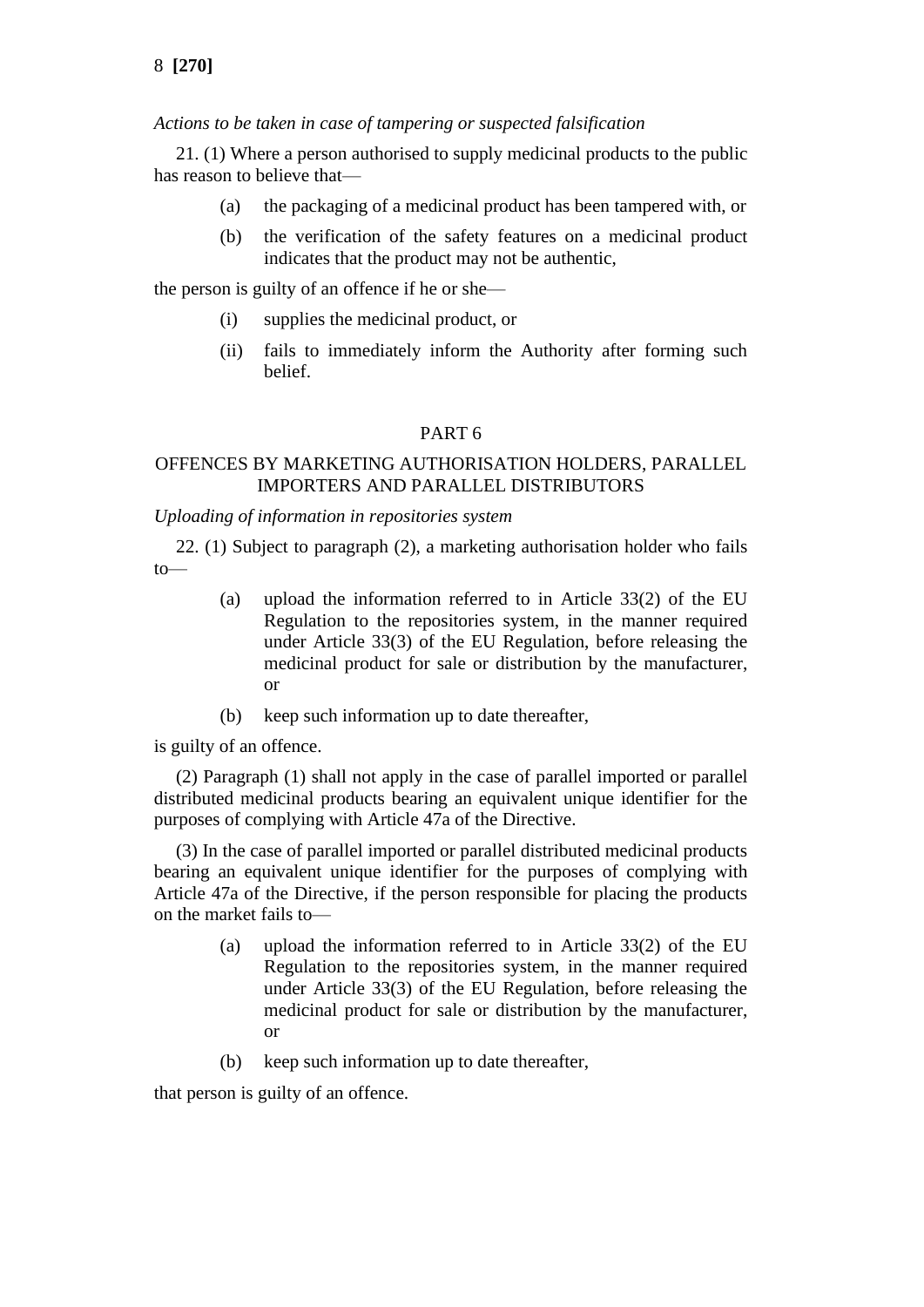*Actions to be taken in case of tampering or suspected falsification*

21. (1) Where a person authorised to supply medicinal products to the public has reason to believe that—

(a) the packaging of a medicinal product has been tampered with, or

(b) the verification of the safety features on a medicinal product indicates that the product may not be authentic,

the person is guilty of an offence if he or she—

(i) supplies the medicinal product, or

(ii) fails to immediately inform the Authority after forming such belief.

## PART 6

## OFFENCES BY MARKETING AUTHORISATION HOLDERS, PARALLEL IMPORTERS AND PARALLEL DISTRIBUTORS

*Uploading of information in repositories system*

22. (1) Subject to paragraph (2), a marketing authorisation holder who fails to—

(a) upload the information referred to in Article 33(2) of the EU Regulation to the repositories system, in the manner required under Article 33(3) of the EU Regulation, before releasing the medicinal product for sale or distribution by the manufacturer, or

(b) keep such information up to date thereafter,

is guilty of an offence.

(2) Paragraph (1) shall not apply in the case of parallel imported or parallel distributed medicinal products bearing an equivalent unique identifier for the purposes of complying with Article 47a of the Directive.

(3) In the case of parallel imported or parallel distributed medicinal products bearing an equivalent unique identifier for the purposes of complying with Article 47a of the Directive, if the person responsible for placing the products on the market fails to—

(a) upload the information referred to in Article 33(2) of the EU Regulation to the repositories system, in the manner required under Article 33(3) of the EU Regulation, before releasing the medicinal product for sale or distribution by the manufacturer, or

(b) keep such information up to date thereafter,

that person is guilty of an offence.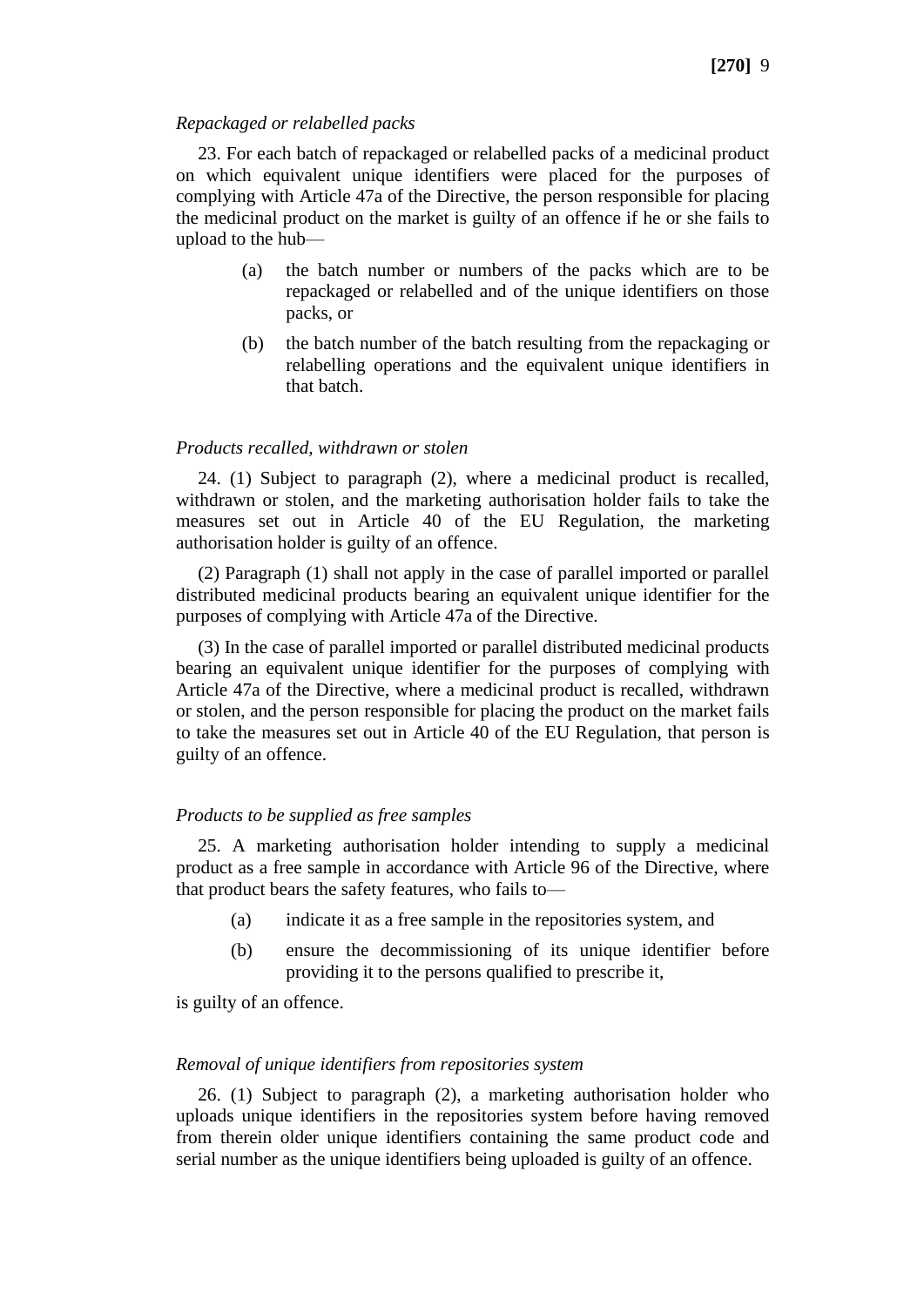*Repackaged or relabelled packs*

23. For each batch of repackaged or relabelled packs of a medicinal product on which equivalent unique identifiers were placed for the purposes of complying with Article 47a of the Directive, the person responsible for placing the medicinal product on the market is guilty of an offence if he or she fails to upload to the hub—

(a) the batch number or numbers of the packs which are to be repackaged or relabelled and of the unique identifiers on those packs, or

(b) the batch number of the batch resulting from the repackaging or relabelling operations and the equivalent unique identifiers in that batch.

*Products recalled, withdrawn or stolen*

24. (1) Subject to paragraph (2), where a medicinal product is recalled, withdrawn or stolen, and the marketing authorisation holder fails to take the measures set out in Article 40 of the EU Regulation, the marketing authorisation holder is guilty of an offence.

(2) Paragraph (1) shall not apply in the case of parallel imported or parallel distributed medicinal products bearing an equivalent unique identifier for the purposes of complying with Article 47a of the Directive.

(3) In the case of parallel imported or parallel distributed medicinal products bearing an equivalent unique identifier for the purposes of complying with Article 47a of the Directive, where a medicinal product is recalled, withdrawn or stolen, and the person responsible for placing the product on the market fails to take the measures set out in Article 40 of the EU Regulation, that person is guilty of an offence.

*Products to be supplied as free samples*

25. A marketing authorisation holder intending to supply a medicinal product as a free sample in accordance with Article 96 of the Directive, where that product bears the safety features, who fails to—

(a) indicate it as a free sample in the repositories system, and

(b) ensure the decommissioning of its unique identifier before providing it to the persons qualified to prescribe it,

is guilty of an offence.

*Removal of unique identifiers from repositories system*

26. (1) Subject to paragraph (2), a marketing authorisation holder who uploads unique identifiers in the repositories system before having removed from therein older unique identifiers containing the same product code and serial number as the unique identifiers being uploaded is guilty of an offence.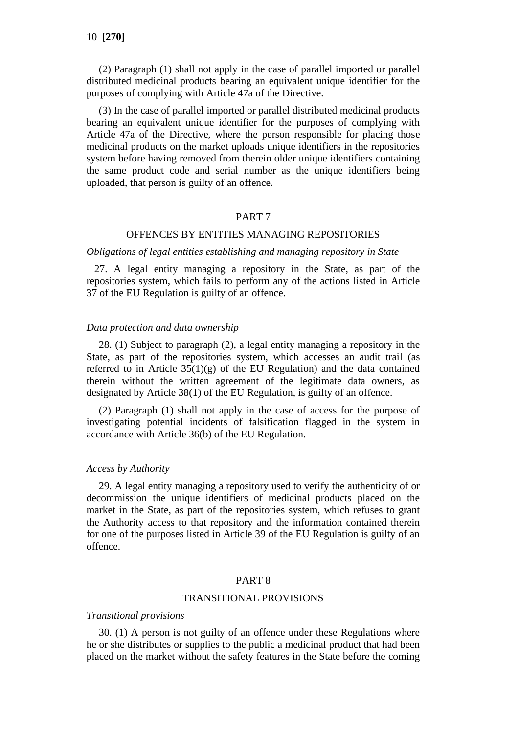(2) Paragraph (1) shall not apply in the case of parallel imported or parallel distributed medicinal products bearing an equivalent unique identifier for the purposes of complying with Article 47a of the Directive.

(3) In the case of parallel imported or parallel distributed medicinal products bearing an equivalent unique identifier for the purposes of complying with Article 47a of the Directive, where the person responsible for placing those medicinal products on the market uploads unique identifiers in the repositories system before having removed from therein older unique identifiers containing the same product code and serial number as the unique identifiers being uploaded, that person is guilty of an offence.

## PART 7

## OFFENCES BY ENTITIES MANAGING REPOSITORIES

*Obligations of legal entities establishing and managing repository in State*

27. A legal entity managing a repository in the State, as part of the repositories system, which fails to perform any of the actions listed in Article 37 of the EU Regulation is guilty of an offence.

*Data protection and data ownership*

28. (1) Subject to paragraph (2), a legal entity managing a repository in the State, as part of the repositories system, which accesses an audit trail (as referred to in Article 35(1)(g) of the EU Regulation) and the data contained therein without the written agreement of the legitimate data owners, as designated by Article 38(1) of the EU Regulation, is guilty of an offence.

(2) Paragraph (1) shall not apply in the case of access for the purpose of investigating potential incidents of falsification flagged in the system in accordance with Article 36(b) of the EU Regulation.

*Access by Authority*

29. A legal entity managing a repository used to verify the authenticity of or decommission the unique identifiers of medicinal products placed on the market in the State, as part of the repositories system, which refuses to grant the Authority access to that repository and the information contained therein for one of the purposes listed in Article 39 of the EU Regulation is guilty of an offence.

## PART 8

## TRANSITIONAL PROVISIONS

*Transitional provisions*

30. (1) A person is not guilty of an offence under these Regulations where he or she distributes or supplies to the public a medicinal product that had been placed on the market without the safety features in the State before the coming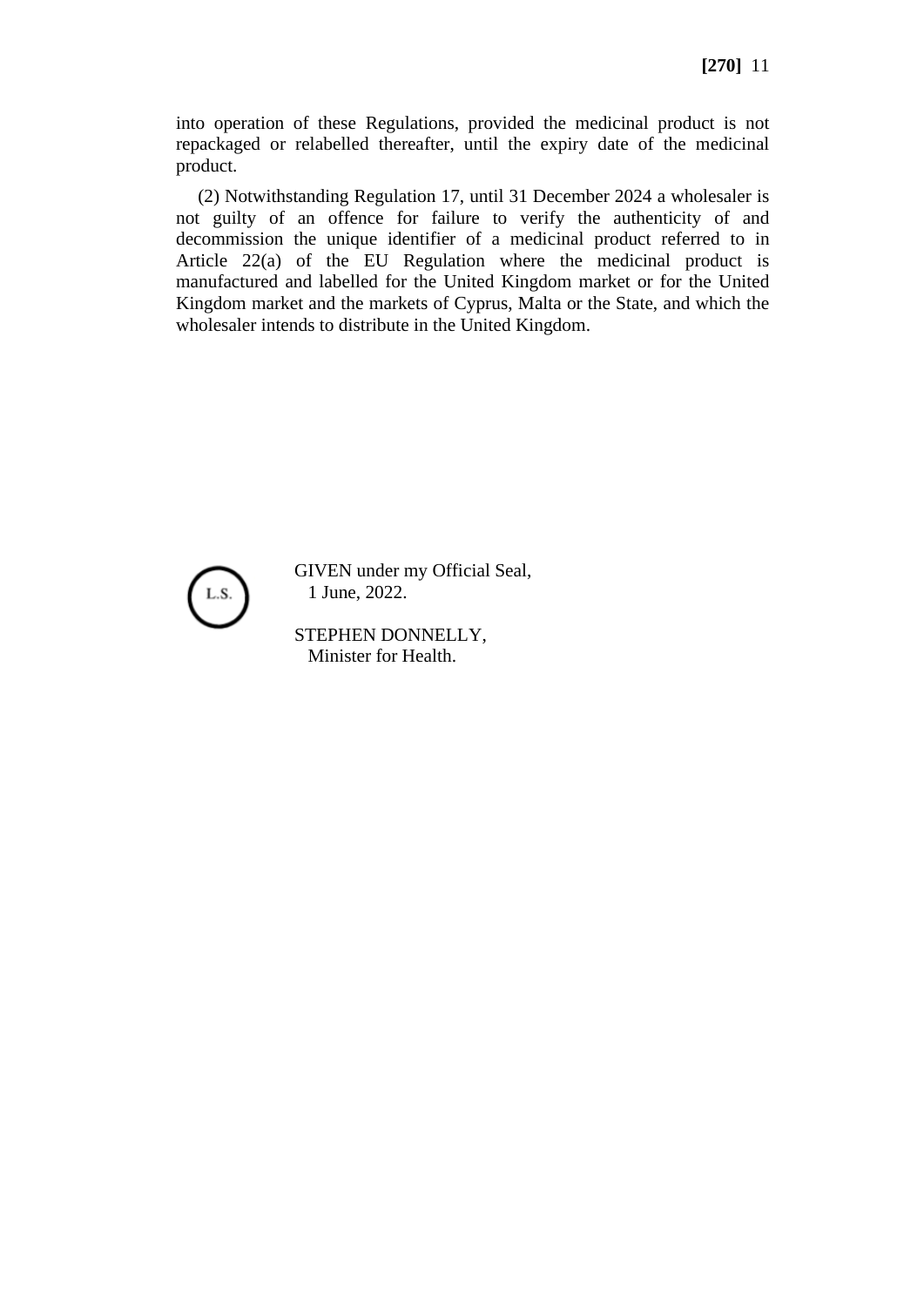into operation of these Regulations, provided the medicinal product is not repackaged or relabelled thereafter, until the expiry date of the medicinal product.

(2) Notwithstanding Regulation 17, until 31 December 2024 a wholesaler is not guilty of an offence for failure to verify the authenticity of and decommission the unique identifier of a medicinal product referred to in Article 22(a) of the EU Regulation where the medicinal product is manufactured and labelled for the United Kingdom market or for the United Kingdom market and the markets of Cyprus, Malta or the State, and which the wholesaler intends to distribute in the United Kingdom.

L.S.

GIVEN under my Official Seal,
1 June, 2022.

STEPHEN DONNELLY,
Minister for Health.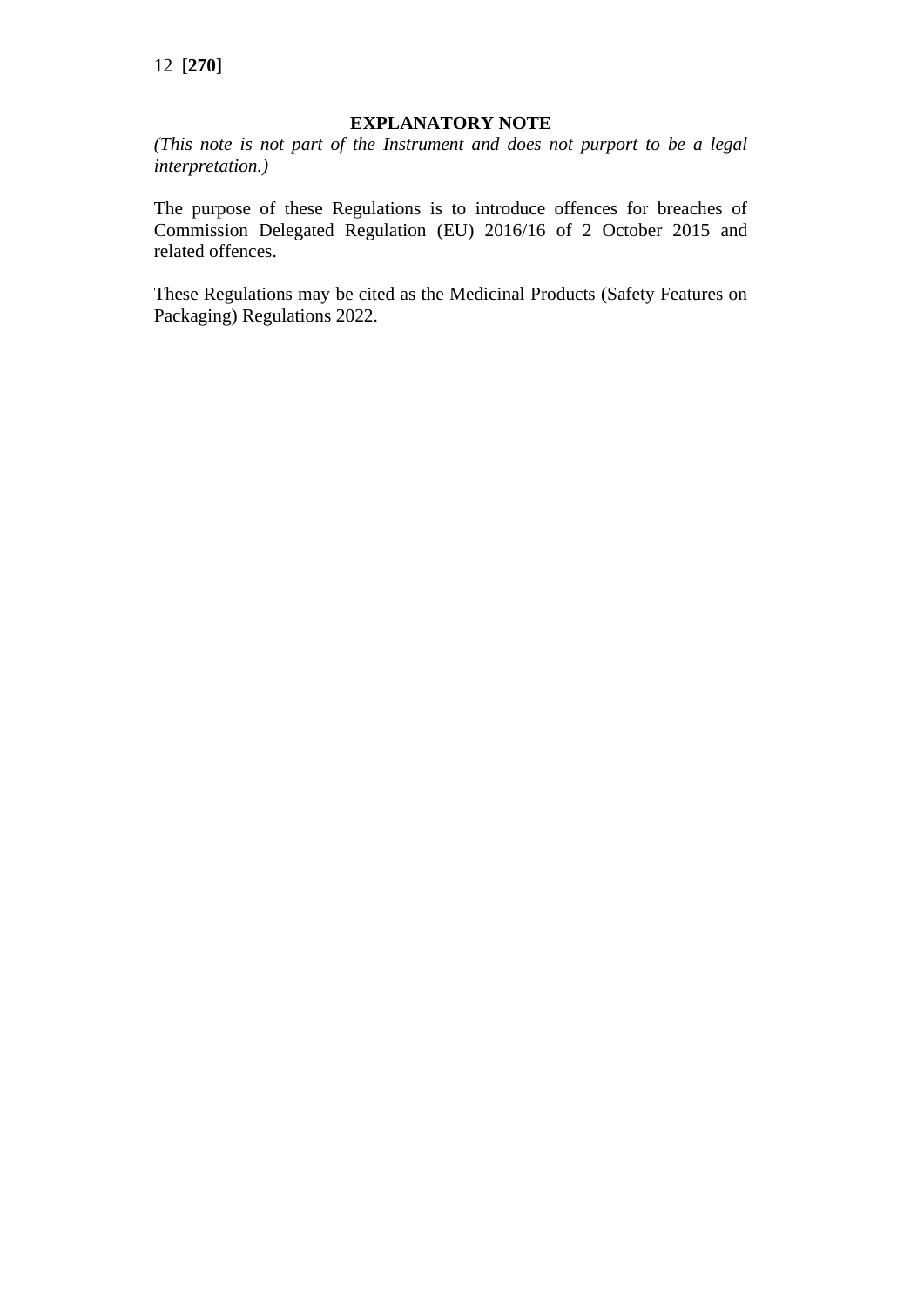## EXPLANATORY NOTE

*(This note is not part of the Instrument and does not purport to be a legal interpretation.)*

The purpose of these Regulations is to introduce offences for breaches of Commission Delegated Regulation (EU) 2016/16 of 2 October 2015 and related offences.

These Regulations may be cited as the Medicinal Products (Safety Features on Packaging) Regulations 2022.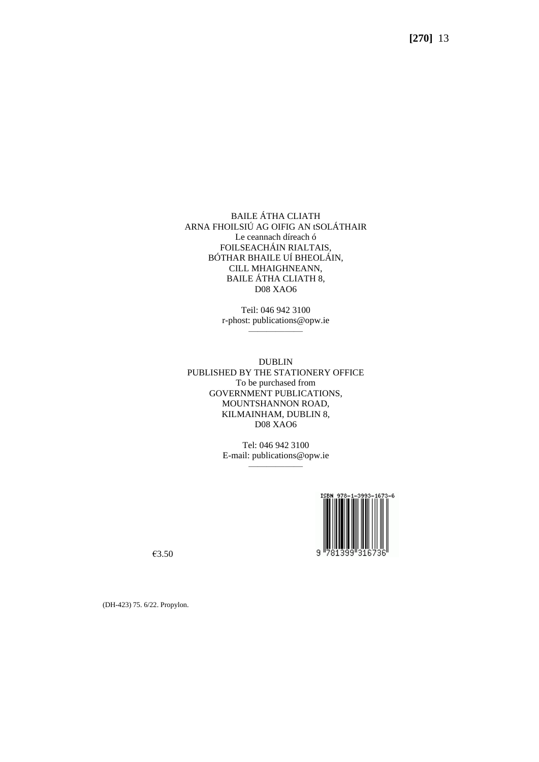BAILE ÁTHA CLIATH
ARNA FHOILSIÚ AG OIFIG AN tSOLÁTHAIR
Le ceannach díreach ó
FOILSEACHÁIN RIALTAIS,
BÓTHAR BHAILE UÍ BHEOLÁIN,
CILL MHAIGHNEANN,
BAILE ÁTHA CLIATH 8,
D08 XAO6

Teil: 046 942 3100
r-phost: publications@opw.ie

---

DUBLIN
PUBLISHED BY THE STATIONERY OFFICE
To be purchased from
GOVERNMENT PUBLICATIONS,
MOUNTSHANNON ROAD,
KILMAINHAM, DUBLIN 8,
D08 XAO6

Tel: 046 942 3100
E-mail: publications@opw.ie

---

ISBN 978-1-3993-1673-6

9 781399 316736

€3.50

(DH-423) 75. 6/22. Propylon.